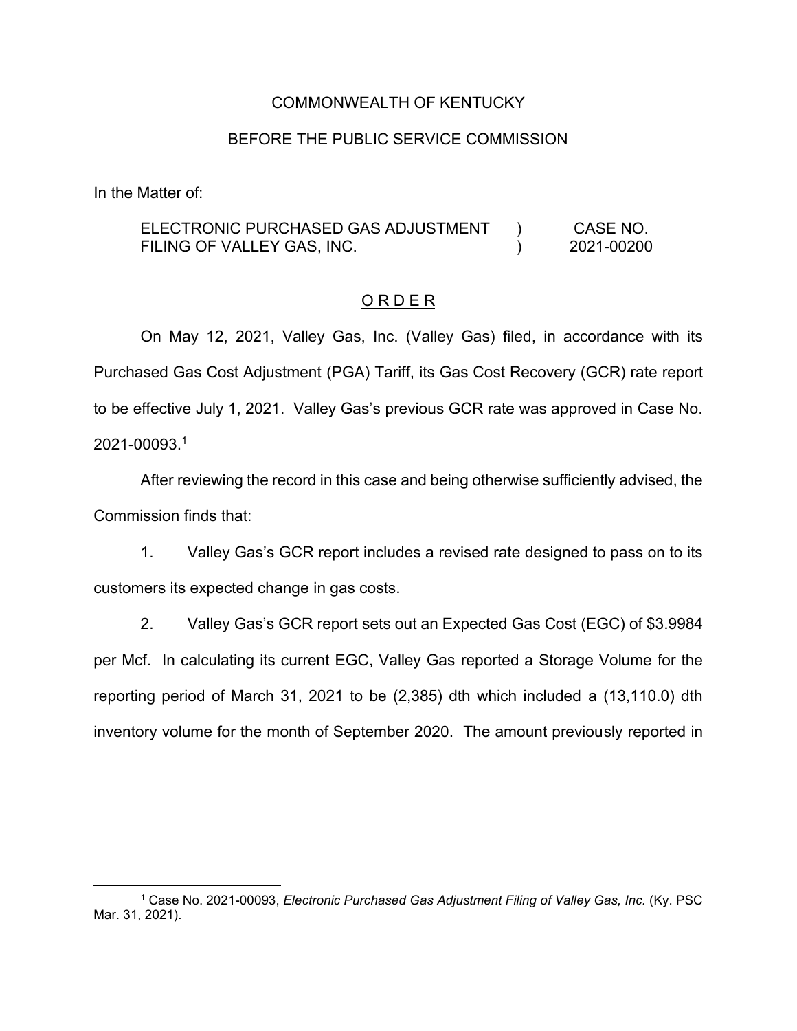COMMONWEALTH OF KENTUCKY

BEFORE THE PUBLIC SERVICE COMMISSION

In the Matter of:

| | | |
|---|---|---|
| ELECTRONIC PURCHASED GAS ADJUSTMENT FILING OF VALLEY GAS, INC. | ) ) | CASE NO. 2021-00200 |

## O R D E R

On May 12, 2021, Valley Gas, Inc. (Valley Gas) filed, in accordance with its Purchased Gas Cost Adjustment (PGA) Tariff, its Gas Cost Recovery (GCR) rate report to be effective July 1, 2021. Valley Gas's previous GCR rate was approved in Case No. 2021-00093.[1]

After reviewing the record in this case and being otherwise sufficiently advised, the Commission finds that:

1. Valley Gas's GCR report includes a revised rate designed to pass on to its customers its expected change in gas costs.

2. Valley Gas's GCR report sets out an Expected Gas Cost (EGC) of $3.9984 per Mcf. In calculating its current EGC, Valley Gas reported a Storage Volume for the reporting period of March 31, 2021 to be (2,385) dth which included a (13,110.0) dth inventory volume for the month of September 2020. The amount previously reported in

---

[1] Case No. 2021-00093, *Electronic Purchased Gas Adjustment Filing of Valley Gas, Inc.* (Ky. PSC Mar. 31, 2021).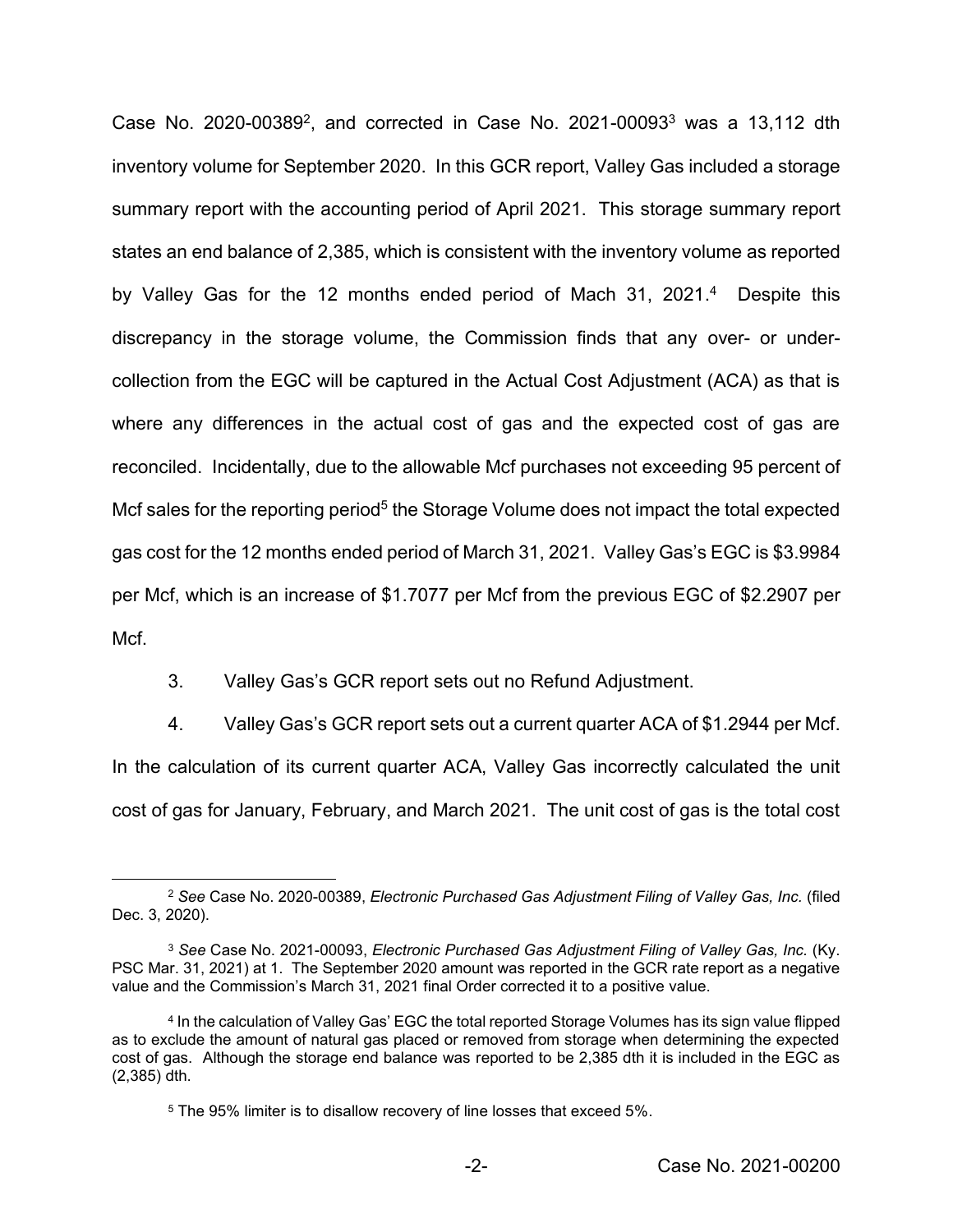Case No. 2020-00389[2], and corrected in Case No. 2021-00093[3] was a 13,112 dth inventory volume for September 2020. In this GCR report, Valley Gas included a storage summary report with the accounting period of April 2021. This storage summary report states an end balance of 2,385, which is consistent with the inventory volume as reported by Valley Gas for the 12 months ended period of Mach 31, 2021.[4] Despite this discrepancy in the storage volume, the Commission finds that any over- or under-collection from the EGC will be captured in the Actual Cost Adjustment (ACA) as that is where any differences in the actual cost of gas and the expected cost of gas are reconciled. Incidentally, due to the allowable Mcf purchases not exceeding 95 percent of Mcf sales for the reporting period[5] the Storage Volume does not impact the total expected gas cost for the 12 months ended period of March 31, 2021. Valley Gas's EGC is $3.9984 per Mcf, which is an increase of $1.7077 per Mcf from the previous EGC of $2.2907 per Mcf.

3. Valley Gas's GCR report sets out no Refund Adjustment.

4. Valley Gas's GCR report sets out a current quarter ACA of $1.2944 per Mcf. In the calculation of its current quarter ACA, Valley Gas incorrectly calculated the unit cost of gas for January, February, and March 2021. The unit cost of gas is the total cost

---

[2] *See* Case No. 2020-00389, *Electronic Purchased Gas Adjustment Filing of Valley Gas, Inc.* (filed Dec. 3, 2020).

[3] *See* Case No. 2021-00093, *Electronic Purchased Gas Adjustment Filing of Valley Gas, Inc.* (Ky. PSC Mar. 31, 2021) at 1. The September 2020 amount was reported in the GCR rate report as a negative value and the Commission's March 31, 2021 final Order corrected it to a positive value.

[4] In the calculation of Valley Gas' EGC the total reported Storage Volumes has its sign value flipped as to exclude the amount of natural gas placed or removed from storage when determining the expected cost of gas. Although the storage end balance was reported to be 2,385 dth it is included in the EGC as (2,385) dth.

[5] The 95% limiter is to disallow recovery of line losses that exceed 5%.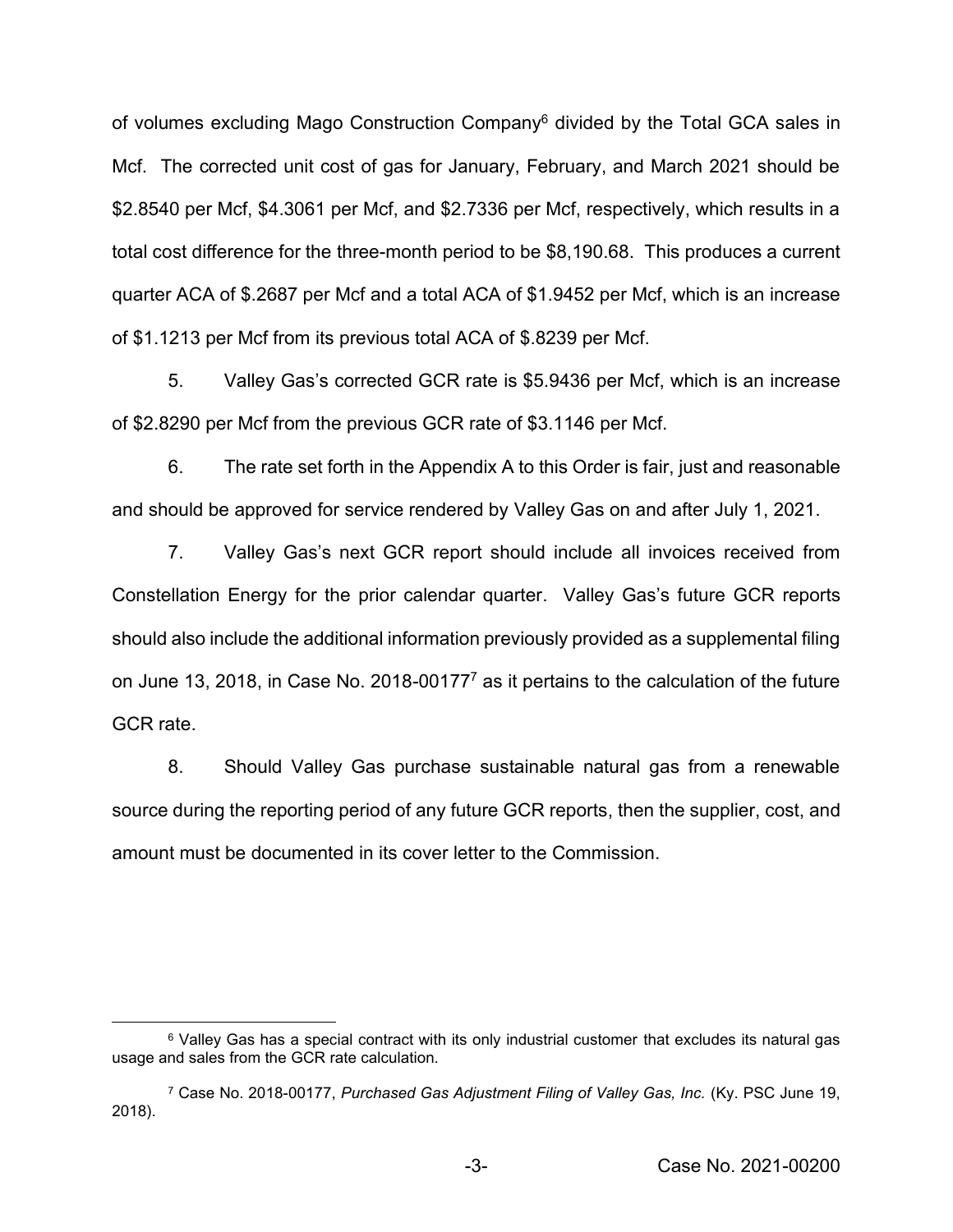of volumes excluding Mago Construction Company[6] divided by the Total GCA sales in Mcf. The corrected unit cost of gas for January, February, and March 2021 should be $2.8540 per Mcf, $4.3061 per Mcf, and $2.7336 per Mcf, respectively, which results in a total cost difference for the three-month period to be $8,190.68. This produces a current quarter ACA of $.2687 per Mcf and a total ACA of $1.9452 per Mcf, which is an increase of $1.1213 per Mcf from its previous total ACA of $.8239 per Mcf.

5. Valley Gas's corrected GCR rate is $5.9436 per Mcf, which is an increase of $2.8290 per Mcf from the previous GCR rate of $3.1146 per Mcf.

6. The rate set forth in the Appendix A to this Order is fair, just and reasonable and should be approved for service rendered by Valley Gas on and after July 1, 2021.

7. Valley Gas's next GCR report should include all invoices received from Constellation Energy for the prior calendar quarter. Valley Gas's future GCR reports should also include the additional information previously provided as a supplemental filing on June 13, 2018, in Case No. 2018-00177[7] as it pertains to the calculation of the future GCR rate.

8. Should Valley Gas purchase sustainable natural gas from a renewable source during the reporting period of any future GCR reports, then the supplier, cost, and amount must be documented in its cover letter to the Commission.

---

[6] Valley Gas has a special contract with its only industrial customer that excludes its natural gas usage and sales from the GCR rate calculation.

[7] Case No. 2018-00177, *Purchased Gas Adjustment Filing of Valley Gas, Inc.* (Ky. PSC June 19, 2018).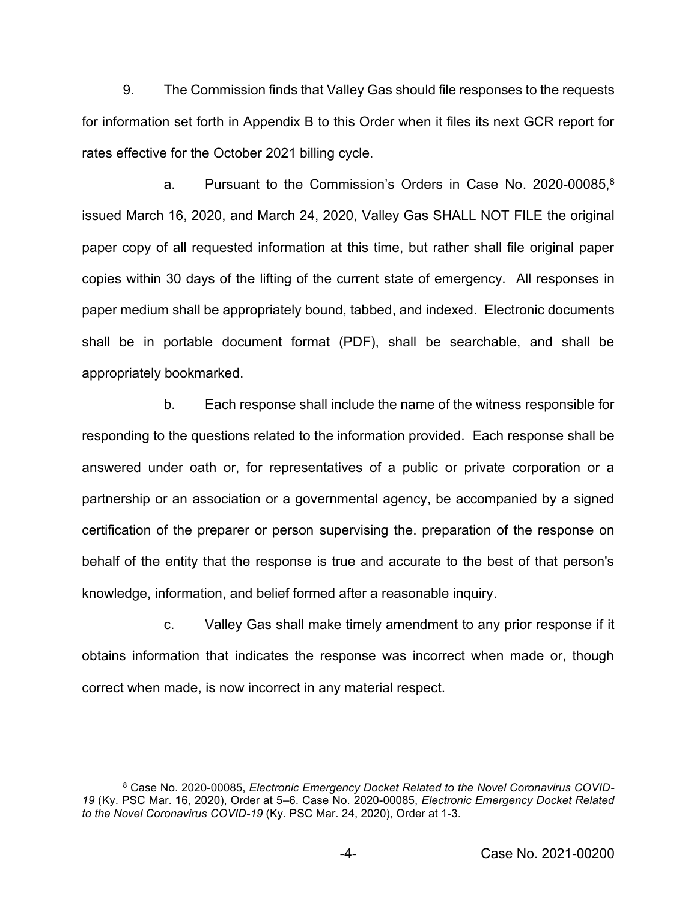9. The Commission finds that Valley Gas should file responses to the requests for information set forth in Appendix B to this Order when it files its next GCR report for rates effective for the October 2021 billing cycle.

a. Pursuant to the Commission's Orders in Case No. 2020-00085,[8] issued March 16, 2020, and March 24, 2020, Valley Gas SHALL NOT FILE the original paper copy of all requested information at this time, but rather shall file original paper copies within 30 days of the lifting of the current state of emergency. All responses in paper medium shall be appropriately bound, tabbed, and indexed. Electronic documents shall be in portable document format (PDF), shall be searchable, and shall be appropriately bookmarked.

b. Each response shall include the name of the witness responsible for responding to the questions related to the information provided. Each response shall be answered under oath or, for representatives of a public or private corporation or a partnership or an association or a governmental agency, be accompanied by a signed certification of the preparer or person supervising the. preparation of the response on behalf of the entity that the response is true and accurate to the best of that person's knowledge, information, and belief formed after a reasonable inquiry.

c. Valley Gas shall make timely amendment to any prior response if it obtains information that indicates the response was incorrect when made or, though correct when made, is now incorrect in any material respect.

[8] Case No. 2020-00085, *Electronic Emergency Docket Related to the Novel Coronavirus COVID-19* (Ky. PSC Mar. 16, 2020), Order at 5–6. Case No. 2020-00085, *Electronic Emergency Docket Related to the Novel Coronavirus COVID-19* (Ky. PSC Mar. 24, 2020), Order at 1-3.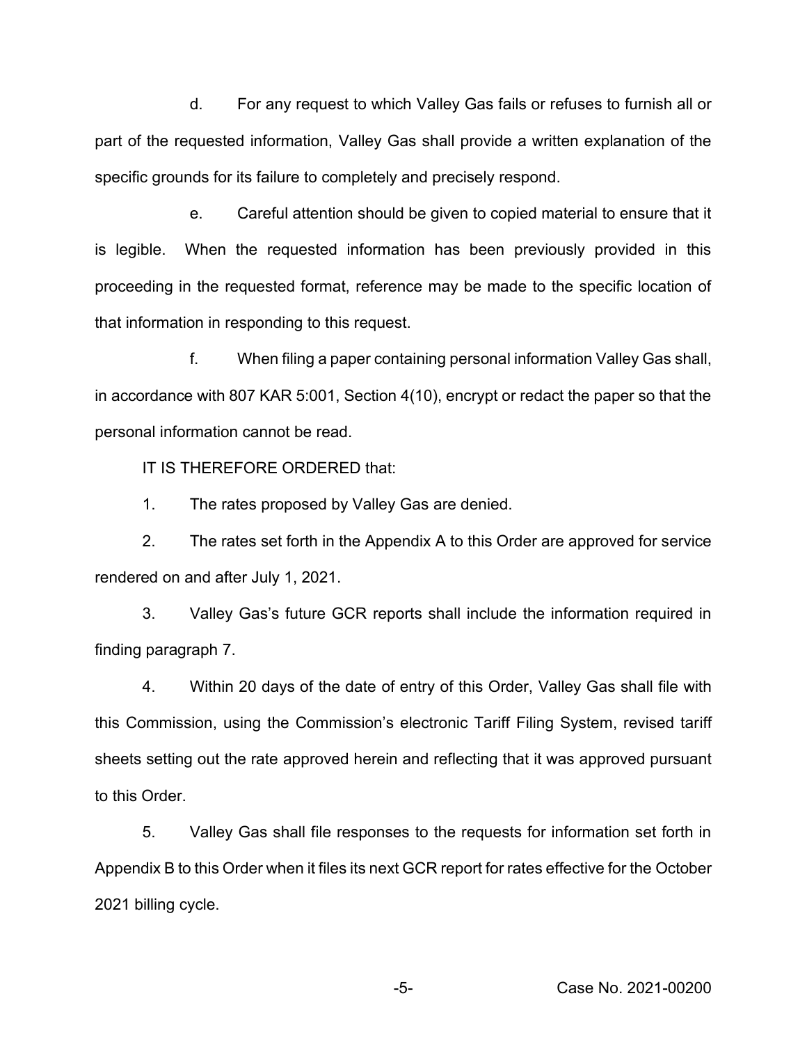d. For any request to which Valley Gas fails or refuses to furnish all or part of the requested information, Valley Gas shall provide a written explanation of the specific grounds for its failure to completely and precisely respond.

e. Careful attention should be given to copied material to ensure that it is legible. When the requested information has been previously provided in this proceeding in the requested format, reference may be made to the specific location of that information in responding to this request.

f. When filing a paper containing personal information Valley Gas shall, in accordance with 807 KAR 5:001, Section 4(10), encrypt or redact the paper so that the personal information cannot be read.

IT IS THEREFORE ORDERED that:

1. The rates proposed by Valley Gas are denied.

2. The rates set forth in the Appendix A to this Order are approved for service rendered on and after July 1, 2021.

3. Valley Gas's future GCR reports shall include the information required in finding paragraph 7.

4. Within 20 days of the date of entry of this Order, Valley Gas shall file with this Commission, using the Commission's electronic Tariff Filing System, revised tariff sheets setting out the rate approved herein and reflecting that it was approved pursuant to this Order.

5. Valley Gas shall file responses to the requests for information set forth in Appendix B to this Order when it files its next GCR report for rates effective for the October 2021 billing cycle.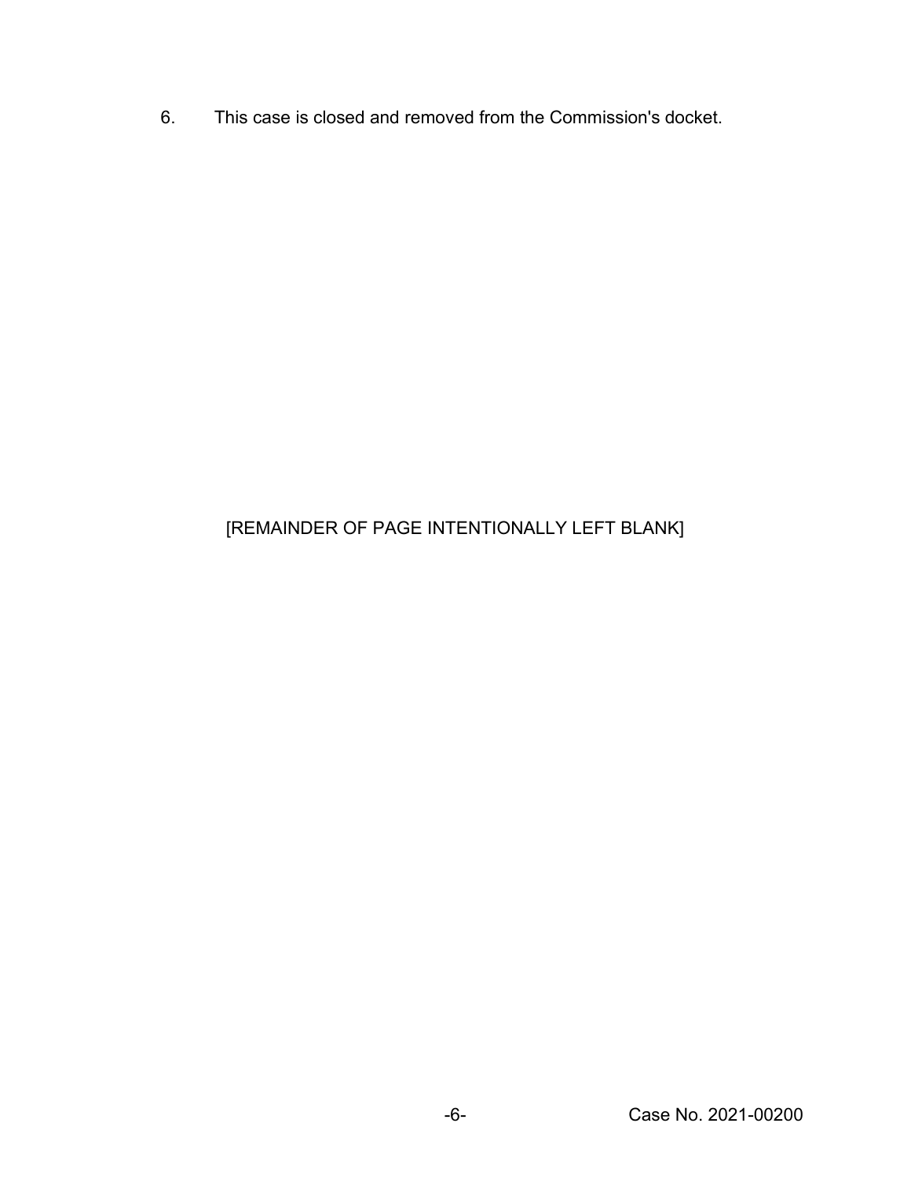6. This case is closed and removed from the Commission's docket.

[REMAINDER OF PAGE INTENTIONALLY LEFT BLANK]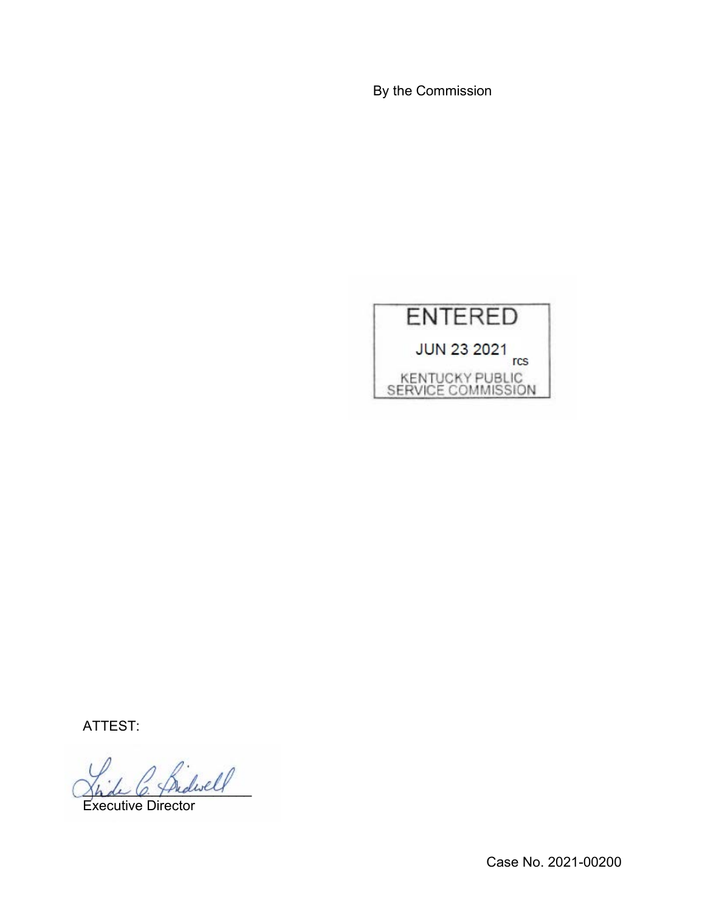By the Commission

ENTERED

JUN 23 2021 rcs

KENTUCKY PUBLIC SERVICE COMMISSION

ATTEST:

Executive Director

Case No. 2021-00200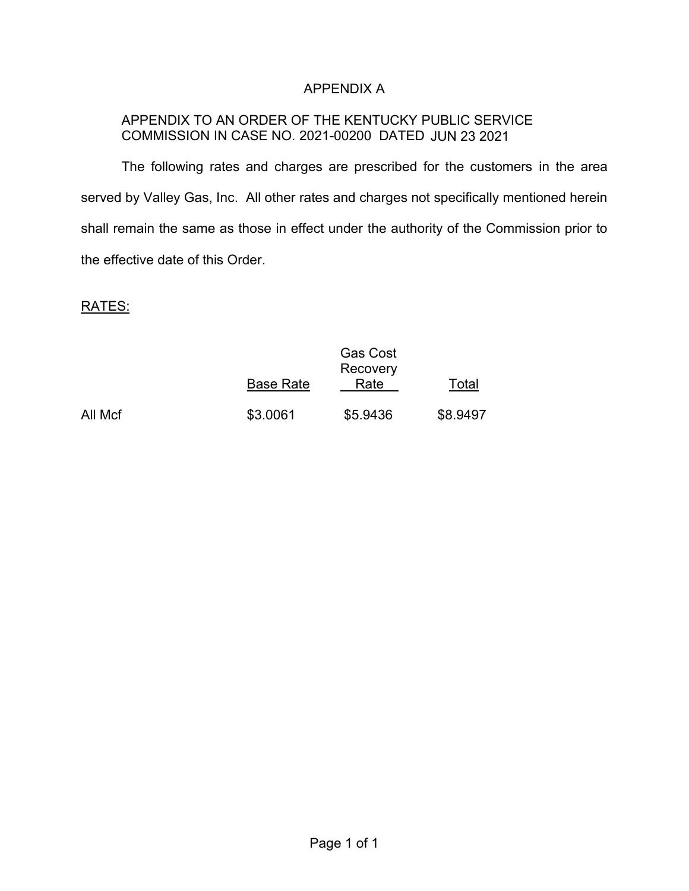# APPENDIX A

APPENDIX TO AN ORDER OF THE KENTUCKY PUBLIC SERVICE COMMISSION IN CASE NO. 2021-00200 DATED JUN 23 2021

The following rates and charges are prescribed for the customers in the area served by Valley Gas, Inc. All other rates and charges not specifically mentioned herein shall remain the same as those in effect under the authority of the Commission prior to the effective date of this Order.

RATES:

| | Base Rate | Gas Cost Recovery Rate | Total |
|---|---|---|---|
| All Mcf | $3.0061 | $5.9436 | $8.9497 |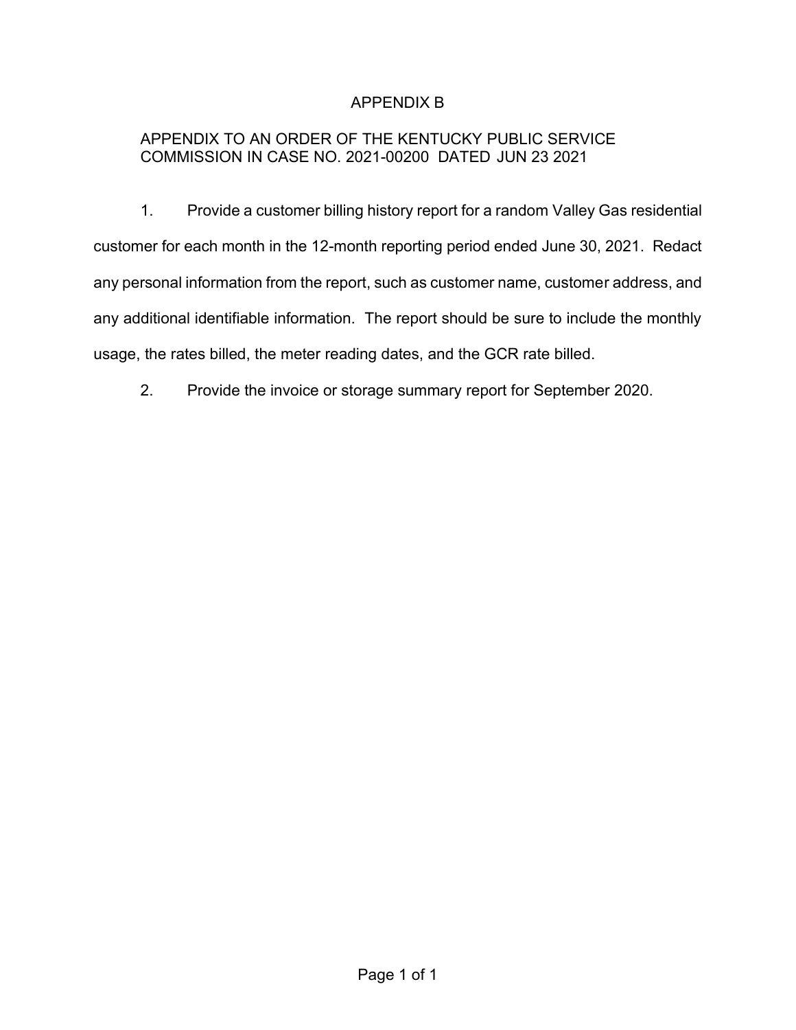# APPENDIX B

APPENDIX TO AN ORDER OF THE KENTUCKY PUBLIC SERVICE COMMISSION IN CASE NO. 2021-00200 DATED JUN 23 2021

1. Provide a customer billing history report for a random Valley Gas residential customer for each month in the 12-month reporting period ended June 30, 2021. Redact any personal information from the report, such as customer name, customer address, and any additional identifiable information. The report should be sure to include the monthly usage, the rates billed, the meter reading dates, and the GCR rate billed.

2. Provide the invoice or storage summary report for September 2020.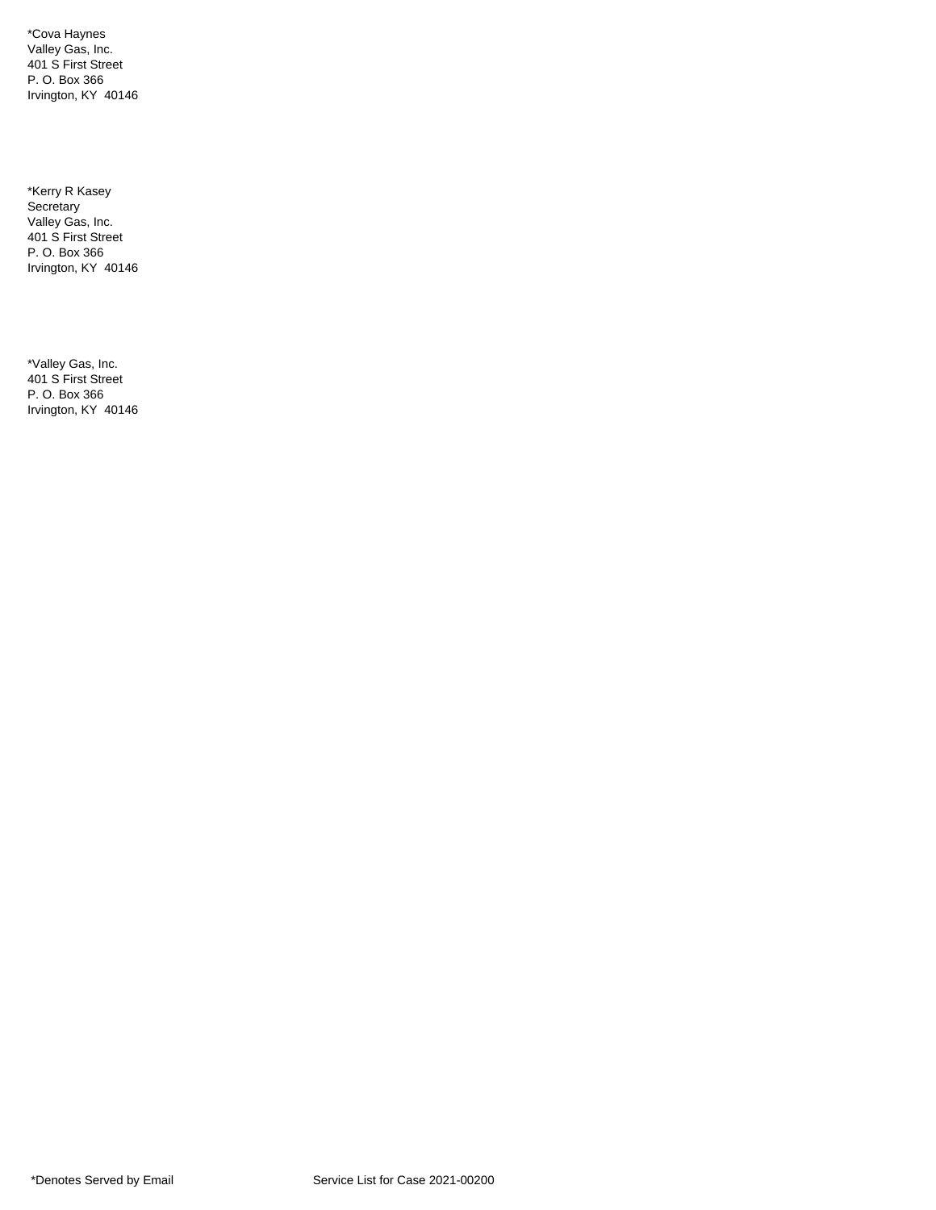*Cova Haynes
Valley Gas, Inc.
401 S First Street
P. O. Box 366
Irvington, KY 40146

*Kerry R Kasey
Secretary
Valley Gas, Inc.
401 S First Street
P. O. Box 366
Irvington, KY 40146

*Valley Gas, Inc.
401 S First Street
P. O. Box 366
Irvington, KY 40146